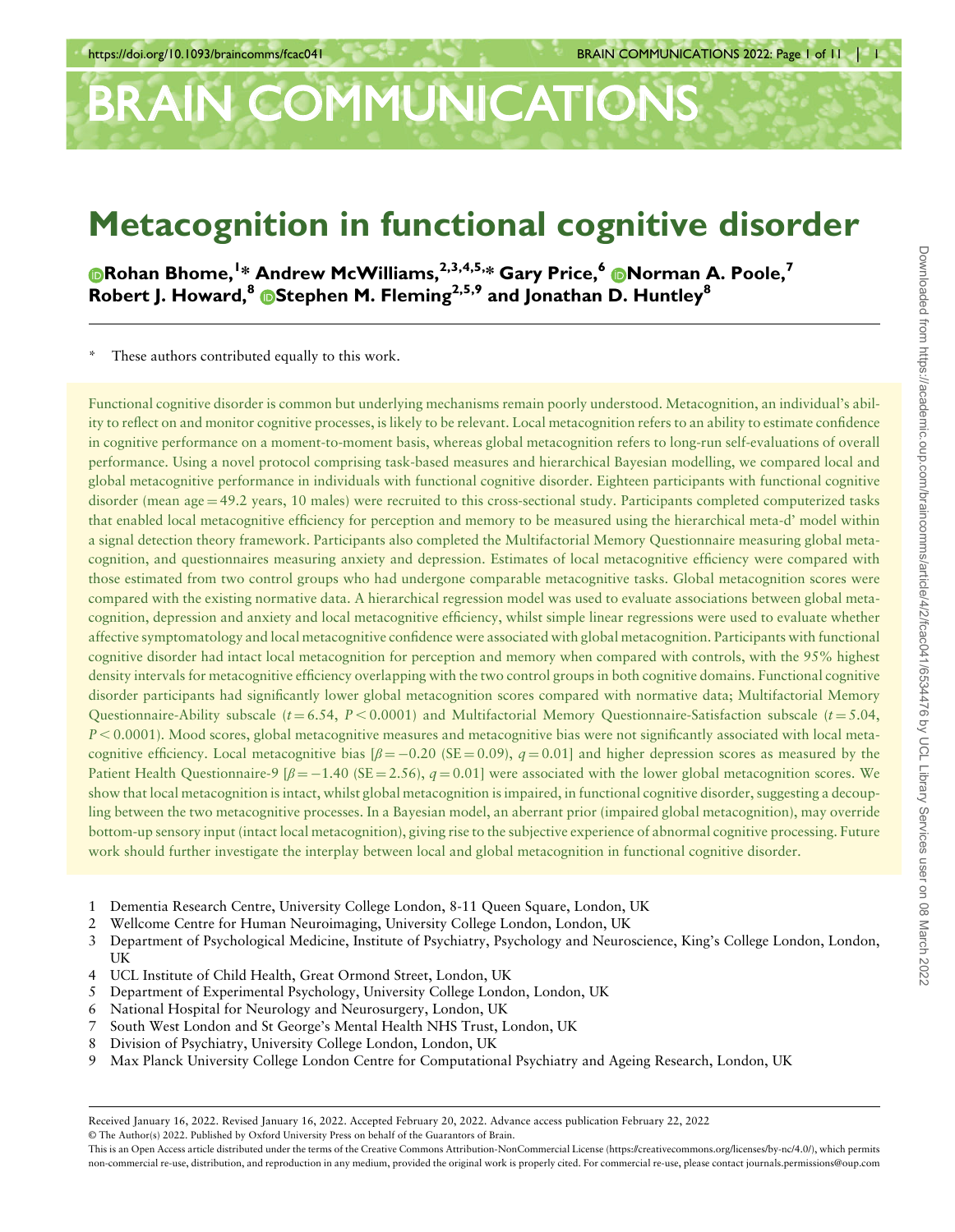# Metacognition in functional cognitive disorder

Rohan Bhome,[1]* Andrew McWilliams,[2,3,4,5,]* Gary Price,[6] Norman A. Poole,[7] Robert J. Howard,[8] Stephen M. Fleming[2,5,9] and Jonathan D. Huntley[8]

\* These authors contributed equally to this work.

Functional cognitive disorder is common but underlying mechanisms remain poorly understood. Metacognition, an individual's ability to reflect on and monitor cognitive processes, is likely to be relevant. Local metacognition refers to an ability to estimate confidence in cognitive performance on a moment-to-moment basis, whereas global metacognition refers to long-run self-evaluations of overall performance. Using a novel protocol comprising task-based measures and hierarchical Bayesian modelling, we compared local and global metacognitive performance in individuals with functional cognitive disorder. Eighteen participants with functional cognitive disorder (mean age = 49.2 years, 10 males) were recruited to this cross-sectional study. Participants completed computerized tasks that enabled local metacognitive efficiency for perception and memory to be measured using the hierarchical meta-d' model within a signal detection theory framework. Participants also completed the Multifactorial Memory Questionnaire measuring global metacognition, and questionnaires measuring anxiety and depression. Estimates of local metacognitive efficiency were compared with those estimated from two control groups who had undergone comparable metacognitive tasks. Global metacognition scores were compared with the existing normative data. A hierarchical regression model was used to evaluate associations between global metacognition, depression and anxiety and local metacognitive efficiency, whilst simple linear regressions were used to evaluate whether affective symptomatology and local metacognitive confidence were associated with global metacognition. Participants with functional cognitive disorder had intact local metacognition for perception and memory when compared with controls, with the 95% highest density intervals for metacognitive efficiency overlapping with the two control groups in both cognitive domains. Functional cognitive disorder participants had significantly lower global metacognition scores compared with normative data; Multifactorial Memory Questionnaire-Ability subscale ($t = 6.54$, $P < 0.0001$) and Multifactorial Memory Questionnaire-Satisfaction subscale ($t = 5.04$, $P < 0.0001$). Mood scores, global metacognitive measures and metacognitive bias were not significantly associated with local metacognitive efficiency. Local metacognitive bias [$\beta = -0.20$ (SE = 0.09), $q = 0.01$] and higher depression scores as measured by the Patient Health Questionnaire-9 [$\beta = -1.40$ (SE = 2.56), $q = 0.01$] were associated with the lower global metacognition scores. We show that local metacognition is intact, whilst global metacognition is impaired, in functional cognitive disorder, suggesting a decoupling between the two metacognitive processes. In a Bayesian model, an aberrant prior (impaired global metacognition), may override bottom-up sensory input (intact local metacognition), giving rise to the subjective experience of abnormal cognitive processing. Future work should further investigate the interplay between local and global metacognition in functional cognitive disorder.

1. Dementia Research Centre, University College London, 8-11 Queen Square, London, UK
2. Wellcome Centre for Human Neuroimaging, University College London, London, UK
3. Department of Psychological Medicine, Institute of Psychiatry, Psychology and Neuroscience, King's College London, London, UK
4. UCL Institute of Child Health, Great Ormond Street, London, UK
5. Department of Experimental Psychology, University College London, London, UK
6. National Hospital for Neurology and Neurosurgery, London, UK
7. South West London and St George's Mental Health NHS Trust, London, UK
8. Division of Psychiatry, University College London, London, UK
9. Max Planck University College London Centre for Computational Psychiatry and Ageing Research, London, UK

Received January 16, 2022. Revised January 16, 2022. Accepted February 20, 2022. Advance access publication February 22, 2022

© The Author(s) 2022. Published by Oxford University Press on behalf of the Guarantors of Brain.

This is an Open Access article distributed under the terms of the Creative Commons Attribution-NonCommercial License (https://creativecommons.org/licenses/by-nc/4.0/), which permits non-commercial re-use, distribution, and reproduction in any medium, provided the original work is properly cited. For commercial re-use, please contact journals.permissions@oup.com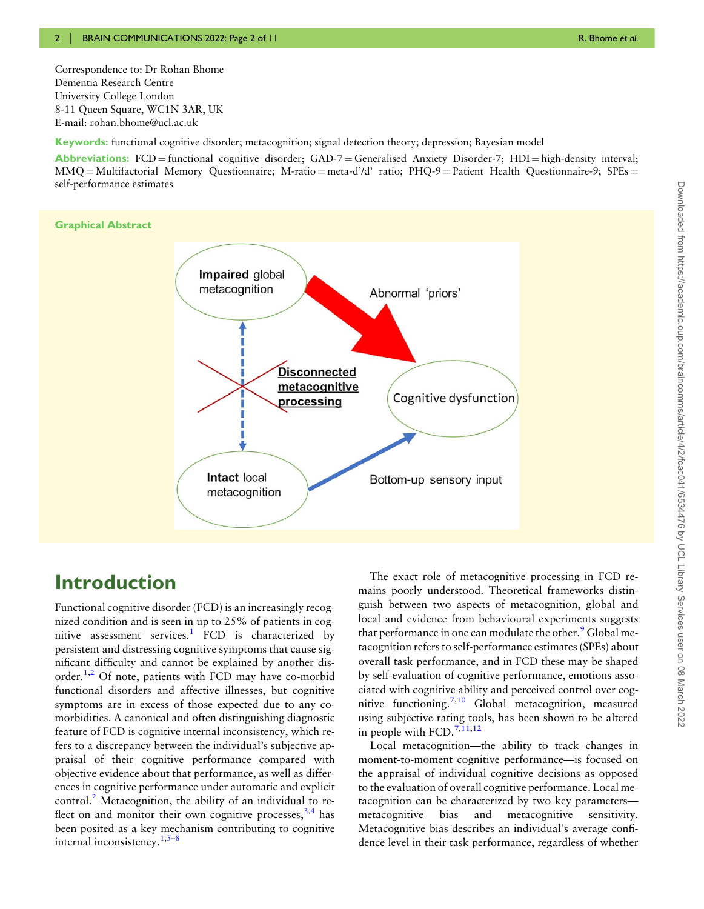Correspondence to: Dr Rohan Bhome
Dementia Research Centre
University College London
8-11 Queen Square, WC1N 3AR, UK
E-mail: rohan.bhome@ucl.ac.uk

**Keywords:** functional cognitive disorder; metacognition; signal detection theory; depression; Bayesian model

**Abbreviations:** FCD = functional cognitive disorder; GAD-7 = Generalised Anxiety Disorder-7; HDI = high-density interval; MMQ = Multifactorial Memory Questionnaire; M-ratio = meta-d'/d' ratio; PHQ-9 = Patient Health Questionnaire-9; SPEs = self-performance estimates

**Graphical Abstract**

Impaired global metacognition

Abnormal 'priors'

Disconnected metacognitive processing

Cognitive dysfunction

Intact local metacognition

Bottom-up sensory input

# Introduction

Functional cognitive disorder (FCD) is an increasingly recognized condition and is seen in up to 25% of patients in cognitive assessment services.[1] FCD is characterized by persistent and distressing cognitive symptoms that cause significant difficulty and cannot be explained by another disorder.[1,2] Of note, patients with FCD may have co-morbid functional disorders and affective illnesses, but cognitive symptoms are in excess of those expected due to any co-morbidities. A canonical and often distinguishing diagnostic feature of FCD is cognitive internal inconsistency, which refers to a discrepancy between the individual's subjective appraisal of their cognitive performance compared with objective evidence about that performance, as well as differences in cognitive performance under automatic and explicit control.[2] Metacognition, the ability of an individual to reflect on and monitor their own cognitive processes,[3,4] has been posited as a key mechanism contributing to cognitive internal inconsistency.[1,5–8]

The exact role of metacognitive processing in FCD remains poorly understood. Theoretical frameworks distinguish between two aspects of metacognition, global and local and evidence from behavioural experiments suggests that performance in one can modulate the other.[9] Global metacognition refers to self-performance estimates (SPEs) about overall task performance, and in FCD these may be shaped by self-evaluation of cognitive performance, emotions associated with cognitive ability and perceived control over cognitive functioning.[7,10] Global metacognition, measured using subjective rating tools, has been shown to be altered in people with FCD.[7,11,12]

Local metacognition—the ability to track changes in moment-to-moment cognitive performance—is focused on the appraisal of individual cognitive decisions as opposed to the evaluation of overall cognitive performance. Local metacognition can be characterized by two key parameters—metacognitive bias and metacognitive sensitivity. Metacognitive bias describes an individual's average confidence level in their task performance, regardless of whether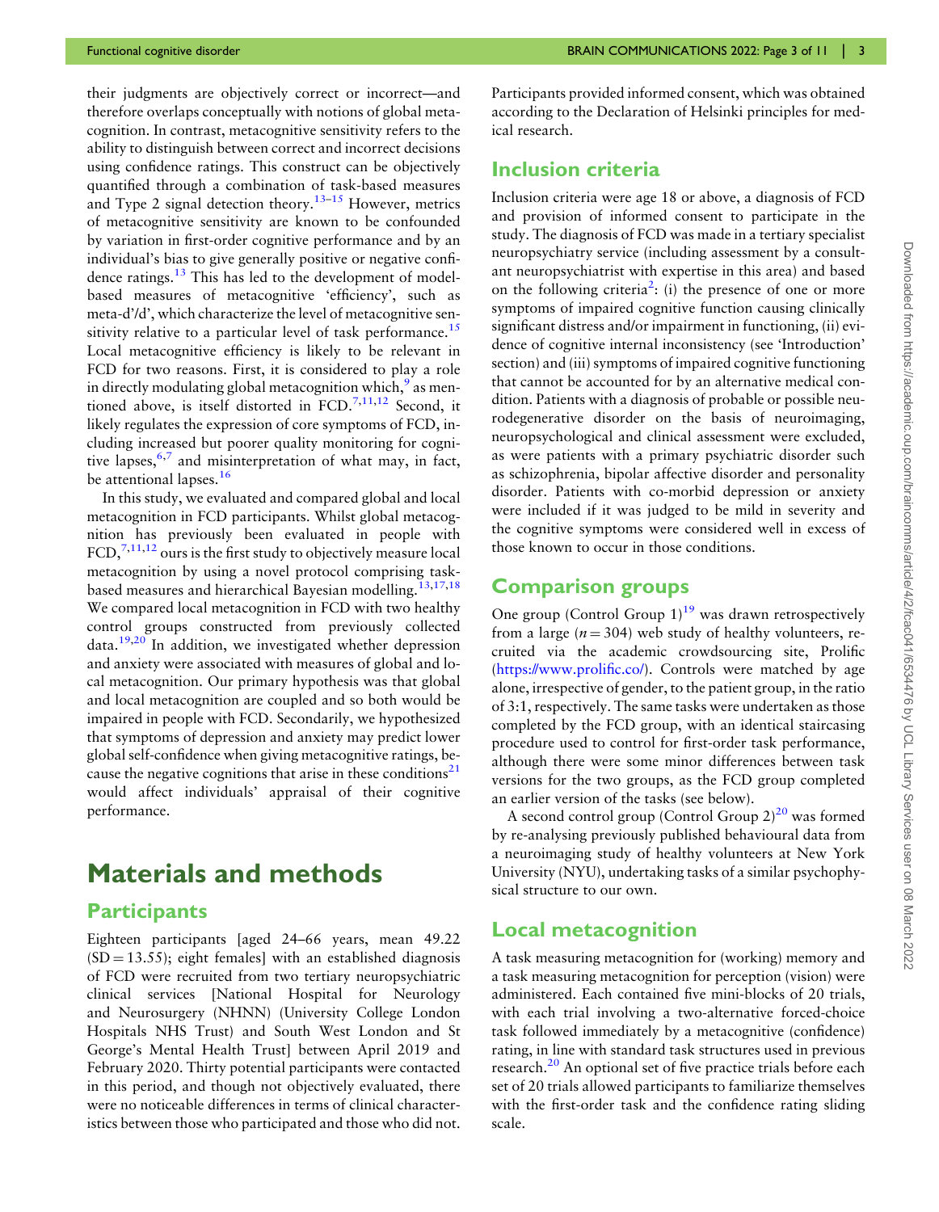their judgments are objectively correct or incorrect—and therefore overlaps conceptually with notions of global metacognition. In contrast, metacognitive sensitivity refers to the ability to distinguish between correct and incorrect decisions using confidence ratings. This construct can be objectively quantified through a combination of task-based measures and Type 2 signal detection theory.[13–15] However, metrics of metacognitive sensitivity are known to be confounded by variation in first-order cognitive performance and by an individual's bias to give generally positive or negative confidence ratings.[13] This has led to the development of model-based measures of metacognitive 'efficiency', such as meta-d'/d', which characterize the level of metacognitive sensitivity relative to a particular level of task performance.[15] Local metacognitive efficiency is likely to be relevant in FCD for two reasons. First, it is considered to play a role in directly modulating global metacognition which,[9] as mentioned above, is itself distorted in FCD.[7,11,12] Second, it likely regulates the expression of core symptoms of FCD, including increased but poorer quality monitoring for cognitive lapses,[6,7] and misinterpretation of what may, in fact, be attentional lapses.[16]

In this study, we evaluated and compared global and local metacognition in FCD participants. Whilst global metacognition has previously been evaluated in people with FCD,[7,11,12] ours is the first study to objectively measure local metacognition by using a novel protocol comprising task-based measures and hierarchical Bayesian modelling.[13,17,18] We compared local metacognition in FCD with two healthy control groups constructed from previously collected data.[19,20] In addition, we investigated whether depression and anxiety were associated with measures of global and local metacognition. Our primary hypothesis was that global and local metacognition are coupled and so both would be impaired in people with FCD. Secondarily, we hypothesized that symptoms of depression and anxiety may predict lower global self-confidence when giving metacognitive ratings, because the negative cognitions that arise in these conditions[21] would affect individuals' appraisal of their cognitive performance.

# Materials and methods

## Participants

Eighteen participants [aged 24–66 years, mean 49.22 (SD = 13.55); eight females] with an established diagnosis of FCD were recruited from two tertiary neuropsychiatric clinical services [National Hospital for Neurology and Neurosurgery (NHNN) (University College London Hospitals NHS Trust) and South West London and St George's Mental Health Trust] between April 2019 and February 2020. Thirty potential participants were contacted in this period, and though not objectively evaluated, there were no noticeable differences in terms of clinical characteristics between those who participated and those who did not. Participants provided informed consent, which was obtained according to the Declaration of Helsinki principles for medical research.

## Inclusion criteria

Inclusion criteria were age 18 or above, a diagnosis of FCD and provision of informed consent to participate in the study. The diagnosis of FCD was made in a tertiary specialist neuropsychiatry service (including assessment by a consultant neuropsychiatrist with expertise in this area) and based on the following criteria[2]: (i) the presence of one or more symptoms of impaired cognitive function causing clinically significant distress and/or impairment in functioning, (ii) evidence of cognitive internal inconsistency (see 'Introduction' section) and (iii) symptoms of impaired cognitive functioning that cannot be accounted for by an alternative medical condition. Patients with a diagnosis of probable or possible neurodegenerative disorder on the basis of neuroimaging, neuropsychological and clinical assessment were excluded, as were patients with a primary psychiatric disorder such as schizophrenia, bipolar affective disorder and personality disorder. Patients with co-morbid depression or anxiety were included if it was judged to be mild in severity and the cognitive symptoms were considered well in excess of those known to occur in those conditions.

## Comparison groups

One group (Control Group 1)[19] was drawn retrospectively from a large ($n = 304$) web study of healthy volunteers, recruited via the academic crowdsourcing site, Prolific (https://www.prolific.co/). Controls were matched by age alone, irrespective of gender, to the patient group, in the ratio of 3:1, respectively. The same tasks were undertaken as those completed by the FCD group, with an identical staircasing procedure used to control for first-order task performance, although there were some minor differences between task versions for the two groups, as the FCD group completed an earlier version of the tasks (see below).

A second control group (Control Group 2)[20] was formed by re-analysing previously published behavioural data from a neuroimaging study of healthy volunteers at New York University (NYU), undertaking tasks of a similar psychophysical structure to our own.

## Local metacognition

A task measuring metacognition for (working) memory and a task measuring metacognition for perception (vision) were administered. Each contained five mini-blocks of 20 trials, with each trial involving a two-alternative forced-choice task followed immediately by a metacognitive (confidence) rating, in line with standard task structures used in previous research.[20] An optional set of five practice trials before each set of 20 trials allowed participants to familiarize themselves with the first-order task and the confidence rating sliding scale.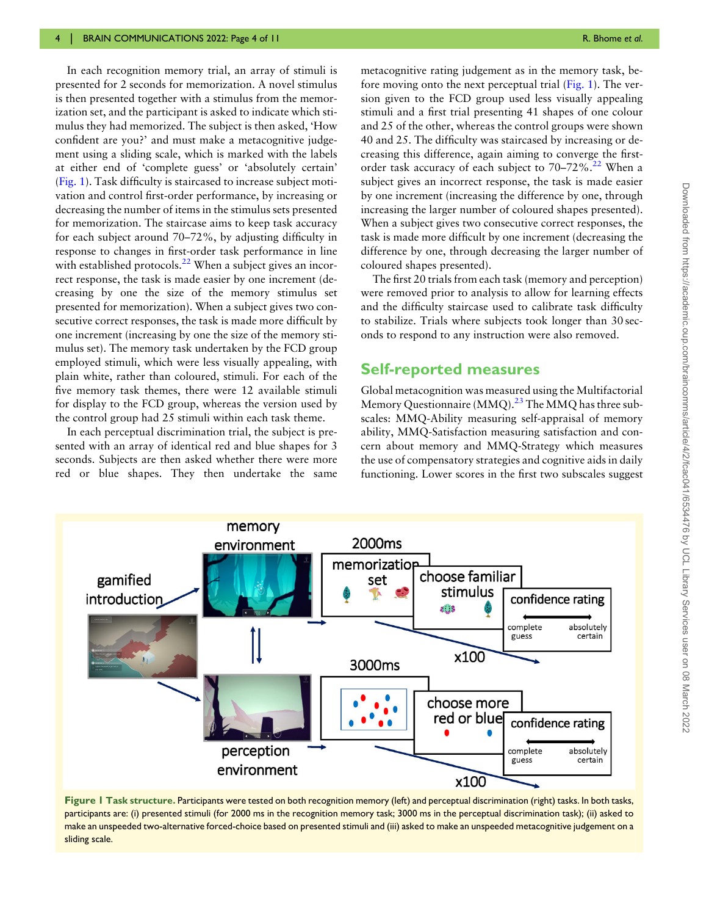In each recognition memory trial, an array of stimuli is presented for 2 seconds for memorization. A novel stimulus is then presented together with a stimulus from the memorization set, and the participant is asked to indicate which stimulus they had memorized. The subject is then asked, 'How confident are you?' and must make a metacognitive judgement using a sliding scale, which is marked with the labels at either end of 'complete guess' or 'absolutely certain' (Fig. 1). Task difficulty is staircased to increase subject motivation and control first-order performance, by increasing or decreasing the number of items in the stimulus sets presented for memorization. The staircase aims to keep task accuracy for each subject around 70–72%, by adjusting difficulty in response to changes in first-order task performance in line with established protocols.[22] When a subject gives an incorrect response, the task is made easier by one increment (decreasing by one the size of the memory stimulus set presented for memorization). When a subject gives two consecutive correct responses, the task is made more difficult by one increment (increasing by one the size of the memory stimulus set). The memory task undertaken by the FCD group employed stimuli, which were less visually appealing, with plain white, rather than coloured, stimuli. For each of the five memory task themes, there were 12 available stimuli for display to the FCD group, whereas the version used by the control group had 25 stimuli within each task theme.

In each perceptual discrimination trial, the subject is presented with an array of identical red and blue shapes for 3 seconds. Subjects are then asked whether there were more red or blue shapes. They then undertake the same metacognitive rating judgement as in the memory task, before moving onto the next perceptual trial (Fig. 1). The version given to the FCD group used less visually appealing stimuli and a first trial presenting 41 shapes of one colour and 25 of the other, whereas the control groups were shown 40 and 25. The difficulty was staircased by increasing or decreasing this difference, again aiming to converge the first-order task accuracy of each subject to 70–72%.[22] When a subject gives an incorrect response, the task is made easier by one increment (increasing the difference by one, through increasing the larger number of coloured shapes presented). When a subject gives two consecutive correct responses, the task is made more difficult by one increment (decreasing the difference by one, through decreasing the larger number of coloured shapes presented).

The first 20 trials from each task (memory and perception) were removed prior to analysis to allow for learning effects and the difficulty staircase used to calibrate task difficulty to stabilize. Trials where subjects took longer than 30 seconds to respond to any instruction were also removed.

## Self-reported measures

Global metacognition was measured using the Multifactorial Memory Questionnaire (MMQ).[23] The MMQ has three subscales: MMQ-Ability measuring self-appraisal of memory ability, MMQ-Satisfaction measuring satisfaction and concern about memory and MMQ-Strategy which measures the use of compensatory strategies and cognitive aids in daily functioning. Lower scores in the first two subscales suggest

**Figure 1 Task structure.** Participants were tested on both recognition memory (left) and perceptual discrimination (right) tasks. In both tasks, participants are: (i) presented stimuli (for 2000 ms in the recognition memory task; 3000 ms in the perceptual discrimination task); (ii) asked to make an unspeeded two-alternative forced-choice based on presented stimuli and (iii) asked to make an unspeeded metacognitive judgement on a sliding scale.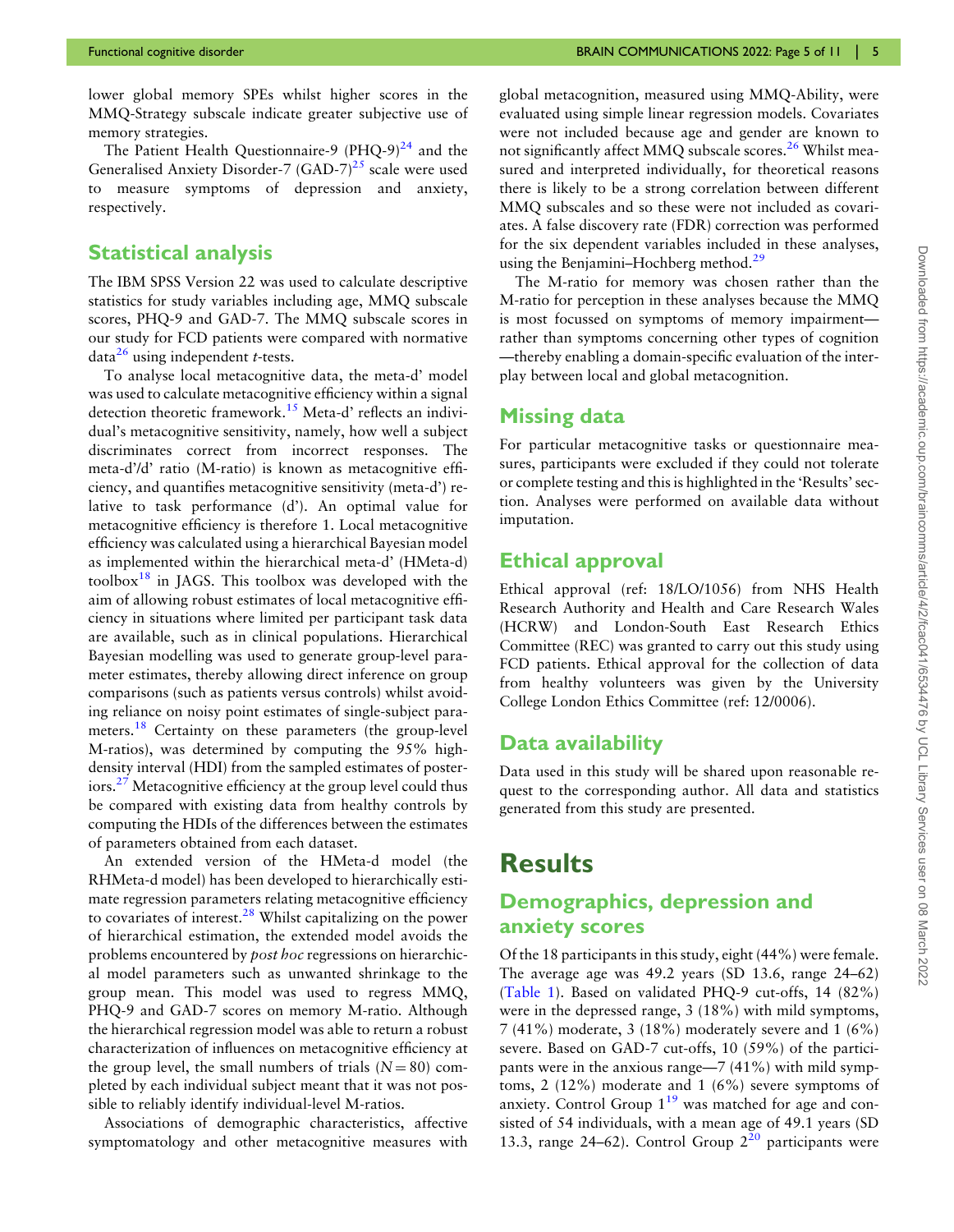lower global memory SPEs whilst higher scores in the MMQ-Strategy subscale indicate greater subjective use of memory strategies.

The Patient Health Questionnaire-9 (PHQ-9)[24] and the Generalised Anxiety Disorder-7 (GAD-7)[25] scale were used to measure symptoms of depression and anxiety, respectively.

## Statistical analysis

The IBM SPSS Version 22 was used to calculate descriptive statistics for study variables including age, MMQ subscale scores, PHQ-9 and GAD-7. The MMQ subscale scores in our study for FCD patients were compared with normative data[26] using independent *t*-tests.

To analyse local metacognitive data, the meta-d' model was used to calculate metacognitive efficiency within a signal detection theoretic framework.[15] Meta-d' reflects an individual's metacognitive sensitivity, namely, how well a subject discriminates correct from incorrect responses. The meta-d'/d' ratio (M-ratio) is known as metacognitive efficiency, and quantifies metacognitive sensitivity (meta-d') relative to task performance (d'). An optimal value for metacognitive efficiency is therefore 1. Local metacognitive efficiency was calculated using a hierarchical Bayesian model as implemented within the hierarchical meta-d' (HMeta-d) toolbox[18] in JAGS. This toolbox was developed with the aim of allowing robust estimates of local metacognitive efficiency in situations where limited per participant task data are available, such as in clinical populations. Hierarchical Bayesian modelling was used to generate group-level parameter estimates, thereby allowing direct inference on group comparisons (such as patients versus controls) whilst avoiding reliance on noisy point estimates of single-subject parameters.[18] Certainty on these parameters (the group-level M-ratios), was determined by computing the 95% high-density interval (HDI) from the sampled estimates of posteriors.[27] Metacognitive efficiency at the group level could thus be compared with existing data from healthy controls by computing the HDIs of the differences between the estimates of parameters obtained from each dataset.

An extended version of the HMeta-d model (the RHMeta-d model) has been developed to hierarchically estimate regression parameters relating metacognitive efficiency to covariates of interest.[28] Whilst capitalizing on the power of hierarchical estimation, the extended model avoids the problems encountered by *post hoc* regressions on hierarchical model parameters such as unwanted shrinkage to the group mean. This model was used to regress MMQ, PHQ-9 and GAD-7 scores on memory M-ratio. Although the hierarchical regression model was able to return a robust characterization of influences on metacognitive efficiency at the group level, the small numbers of trials ($N = 80$) completed by each individual subject meant that it was not possible to reliably identify individual-level M-ratios.

Associations of demographic characteristics, affective symptomatology and other metacognitive measures with global metacognition, measured using MMQ-Ability, were evaluated using simple linear regression models. Covariates were not included because age and gender are known to not significantly affect MMQ subscale scores.[26] Whilst measured and interpreted individually, for theoretical reasons there is likely to be a strong correlation between different MMQ subscales and so these were not included as covariates. A false discovery rate (FDR) correction was performed for the six dependent variables included in these analyses, using the Benjamini–Hochberg method.[29]

The M-ratio for memory was chosen rather than the M-ratio for perception in these analyses because the MMQ is most focussed on symptoms of memory impairment—rather than symptoms concerning other types of cognition—thereby enabling a domain-specific evaluation of the interplay between local and global metacognition.

## Missing data

For particular metacognitive tasks or questionnaire measures, participants were excluded if they could not tolerate or complete testing and this is highlighted in the 'Results' section. Analyses were performed on available data without imputation.

## Ethical approval

Ethical approval (ref: 18/LO/1056) from NHS Health Research Authority and Health and Care Research Wales (HCRW) and London-South East Research Ethics Committee (REC) was granted to carry out this study using FCD patients. Ethical approval for the collection of data from healthy volunteers was given by the University College London Ethics Committee (ref: 12/0006).

## Data availability

Data used in this study will be shared upon reasonable request to the corresponding author. All data and statistics generated from this study are presented.

# Results

## Demographics, depression and anxiety scores

Of the 18 participants in this study, eight (44%) were female. The average age was 49.2 years (SD 13.6, range 24–62) (Table 1). Based on validated PHQ-9 cut-offs, 14 (82%) were in the depressed range, 3 (18%) with mild symptoms, 7 (41%) moderate, 3 (18%) moderately severe and 1 (6%) severe. Based on GAD-7 cut-offs, 10 (59%) of the participants were in the anxious range—7 (41%) with mild symptoms, 2 (12%) moderate and 1 (6%) severe symptoms of anxiety. Control Group 1[19] was matched for age and consisted of 54 individuals, with a mean age of 49.1 years (SD 13.3, range 24–62). Control Group 2[20] participants were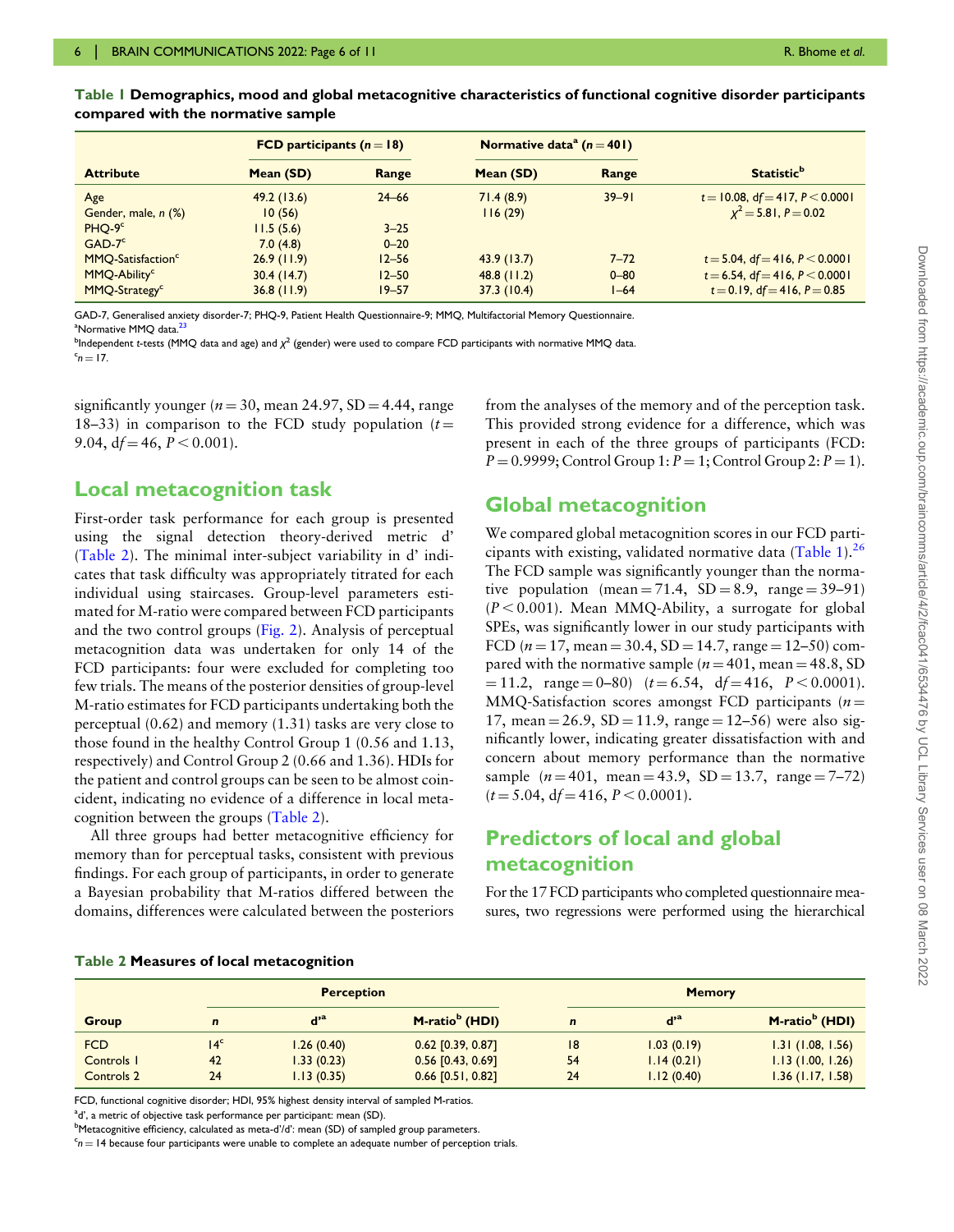**Table 1 Demographics, mood and global metacognitive characteristics of functional cognitive disorder participants compared with the normative sample**

| | FCD participants ($n = 18$) | | Normative data[a] ($n = 401$) | | |
|---|---|---|---|---|---|
| **Attribute** | **Mean (SD)** | **Range** | **Mean (SD)** | **Range** | **Statistic[b]** |
| Age | 49.2 (13.6) | 24–66 | 71.4 (8.9) | 39–91 | $t = 10.08$, $df = 417$, $P < 0.0001$ |
| Gender, male, *n* (%) | 10 (56) | | 116 (29) | | $\chi^2 = 5.81$, $P = 0.02$ |
| PHQ-9[c] | 11.5 (5.6) | 3–25 | | | |
| GAD-7[c] | 7.0 (4.8) | 0–20 | | | |
| MMQ-Satisfaction[c] | 26.9 (11.9) | 12–56 | 43.9 (13.7) | 7–72 | $t = 5.04$, $df = 416$, $P < 0.0001$ |
| MMQ-Ability[c] | 30.4 (14.7) | 12–50 | 48.8 (11.2) | 0–80 | $t = 6.54$, $df = 416$, $P < 0.0001$ |
| MMQ-Strategy[c] | 36.8 (11.9) | 19–57 | 37.3 (10.4) | 1–64 | $t = 0.19$, $df = 416$, $P = 0.85$ |

GAD-7, Generalised anxiety disorder-7; PHQ-9, Patient Health Questionnaire-9; MMQ, Multifactorial Memory Questionnaire.
[a]Normative MMQ data.[23]
[b]Independent *t*-tests (MMQ data and age) and $\chi^2$ (gender) were used to compare FCD participants with normative MMQ data.
[c]$n = 17$.

significantly younger ($n = 30$, mean 24.97, SD = 4.44, range 18–33) in comparison to the FCD study population ($t = 9.04$, $df = 46$, $P < 0.001$).

## Local metacognition task

First-order task performance for each group is presented using the signal detection theory-derived metric d′ (Table 2). The minimal inter-subject variability in d′ indicates that task difficulty was appropriately titrated for each individual using staircases. Group-level parameters estimated for M-ratio were compared between FCD participants and the two control groups (Fig. 2). Analysis of perceptual metacognition data was undertaken for only 14 of the FCD participants: four were excluded for completing too few trials. The means of the posterior densities of group-level M-ratio estimates for FCD participants undertaking both the perceptual (0.62) and memory (1.31) tasks are very close to those found in the healthy Control Group 1 (0.56 and 1.13, respectively) and Control Group 2 (0.66 and 1.36). HDIs for the patient and control groups can be seen to be almost coincident, indicating no evidence of a difference in local metacognition between the groups (Table 2).

All three groups had better metacognitive efficiency for memory than for perceptual tasks, consistent with previous findings. For each group of participants, in order to generate a Bayesian probability that M-ratios differed between the domains, differences were calculated between the posteriors from the analyses of the memory and of the perception task. This provided strong evidence for a difference, which was present in each of the three groups of participants (FCD: $P = 0.9999$; Control Group 1: $P = 1$; Control Group 2: $P = 1$).

## Global metacognition

We compared global metacognition scores in our FCD participants with existing, validated normative data (Table 1).[26] The FCD sample was significantly younger than the normative population (mean = 71.4, SD = 8.9, range = 39–91) ($P < 0.001$). Mean MMQ-Ability, a surrogate for global SPEs, was significantly lower in our study participants with FCD ($n = 17$, mean = 30.4, SD = 14.7, range = 12–50) compared with the normative sample ($n = 401$, mean = 48.8, SD = 11.2, range = 0–80) ($t = 6.54$, $df = 416$, $P < 0.0001$). MMQ-Satisfaction scores amongst FCD participants ($n = 17$, mean = 26.9, SD = 11.9, range = 12–56) were also significantly lower, indicating greater dissatisfaction with and concern about memory performance than the normative sample ($n = 401$, mean = 43.9, SD = 13.7, range = 7–72) ($t = 5.04$, $df = 416$, $P < 0.0001$).

## Predictors of local and global metacognition

For the 17 FCD participants who completed questionnaire measures, two regressions were performed using the hierarchical

**Table 2 Measures of local metacognition**

| | Perception | | | Memory | | |
|---|---|---|---|---|---|---|
| **Group** | ***n*** | **d′[a]** | **M-ratio[b] (HDI)** | ***n*** | **d′[a]** | **M-ratio[b] (HDI)** |
| FCD | 14[c] | 1.26 (0.40) | 0.62 [0.39, 0.87] | 18 | 1.03 (0.19) | 1.31 (1.08, 1.56) |
| Controls 1 | 42 | 1.33 (0.23) | 0.56 [0.43, 0.69] | 54 | 1.14 (0.21) | 1.13 (1.00, 1.26) |
| Controls 2 | 24 | 1.13 (0.35) | 0.66 [0.51, 0.82] | 24 | 1.12 (0.40) | 1.36 (1.17, 1.58) |

FCD, functional cognitive disorder; HDI, 95% highest density interval of sampled M-ratios.
[a]d′, a metric of objective task performance per participant: mean (SD).
[b]Metacognitive efficiency, calculated as meta-d′/d′: mean (SD) of sampled group parameters.
[c]$n = 14$ because four participants were unable to complete an adequate number of perception trials.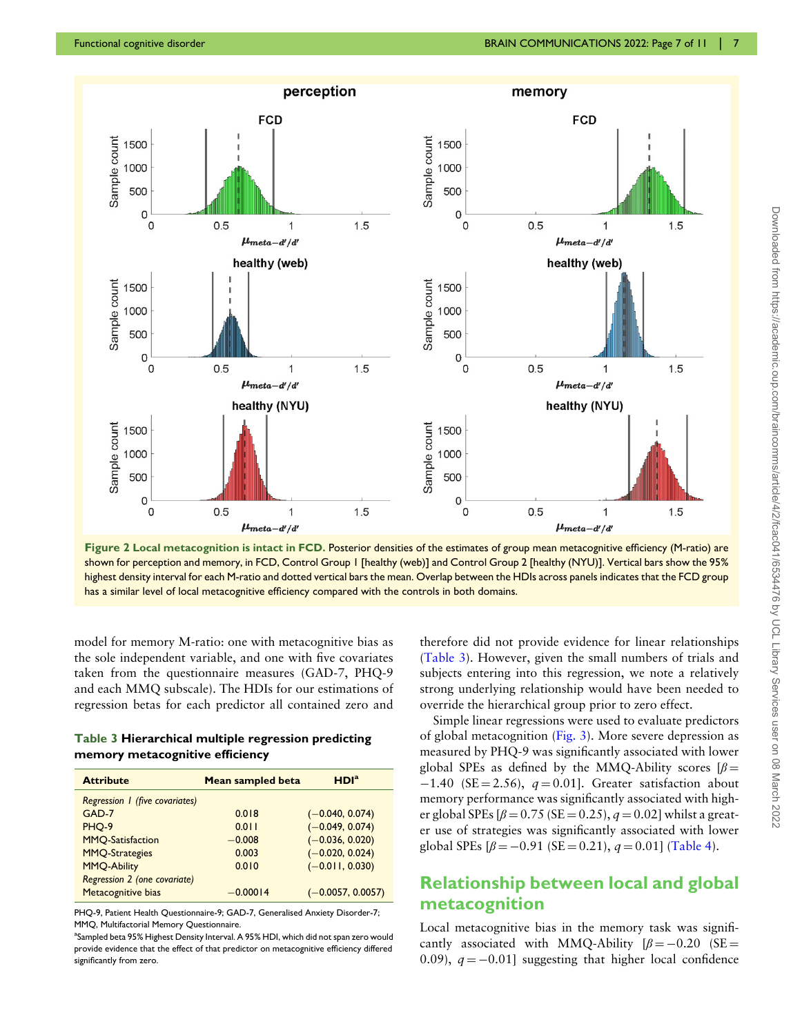**Figure 2 Local metacognition is intact in FCD.** Posterior densities of the estimates of group mean metacognitive efficiency (M-ratio) are shown for perception and memory, in FCD, Control Group 1 [healthy (web)] and Control Group 2 [healthy (NYU)]. Vertical bars show the 95% highest density interval for each M-ratio and dotted vertical bars the mean. Overlap between the HDIs across panels indicates that the FCD group has a similar level of local metacognitive efficiency compared with the controls in both domains.

model for memory M-ratio: one with metacognitive bias as the sole independent variable, and one with five covariates taken from the questionnaire measures (GAD-7, PHQ-9 and each MMQ subscale). The HDIs for our estimations of regression betas for each predictor all contained zero and therefore did not provide evidence for linear relationships (Table 3). However, given the small numbers of trials and subjects entering into this regression, we note a relatively strong underlying relationship would have been needed to override the hierarchical group prior to zero effect.

**Table 3 Hierarchical multiple regression predicting memory metacognitive efficiency**

| Attribute | Mean sampled beta | HDI[a] |
|---|---|---|
| *Regression 1 (five covariates)* | | |
| GAD-7 | 0.018 | (−0.040, 0.074) |
| PHQ-9 | 0.011 | (−0.049, 0.074) |
| MMQ-Satisfaction | −0.008 | (−0.036, 0.020) |
| MMQ-Strategies | 0.003 | (−0.020, 0.024) |
| MMQ-Ability | 0.010 | (−0.011, 0.030) |
| *Regression 2 (one covariate)* | | |
| Metacognitive bias | −0.00014 | (−0.0057, 0.0057) |

PHQ-9, Patient Health Questionnaire-9; GAD-7, Generalised Anxiety Disorder-7; MMQ, Multifactorial Memory Questionnaire.

[a]Sampled beta 95% Highest Density Interval. A 95% HDI, which did not span zero would provide evidence that the effect of that predictor on metacognitive efficiency differed significantly from zero.

Simple linear regressions were used to evaluate predictors of global metacognition (Fig. 3). More severe depression as measured by PHQ-9 was significantly associated with lower global SPEs as defined by the MMQ-Ability scores [$\beta = -1.40$ (SE $= 2.56$), $q = 0.01$]. Greater satisfaction about memory performance was significantly associated with higher global SPEs [$\beta = 0.75$ (SE $= 0.25$), $q = 0.02$] whilst a greater use of strategies was significantly associated with lower global SPEs [$\beta = -0.91$ (SE $= 0.21$), $q = 0.01$] (Table 4).

## Relationship between local and global metacognition

Local metacognitive bias in the memory task was significantly associated with MMQ-Ability [$\beta = -0.20$ (SE $=$ 0.09), $q = -0.01$] suggesting that higher local confidence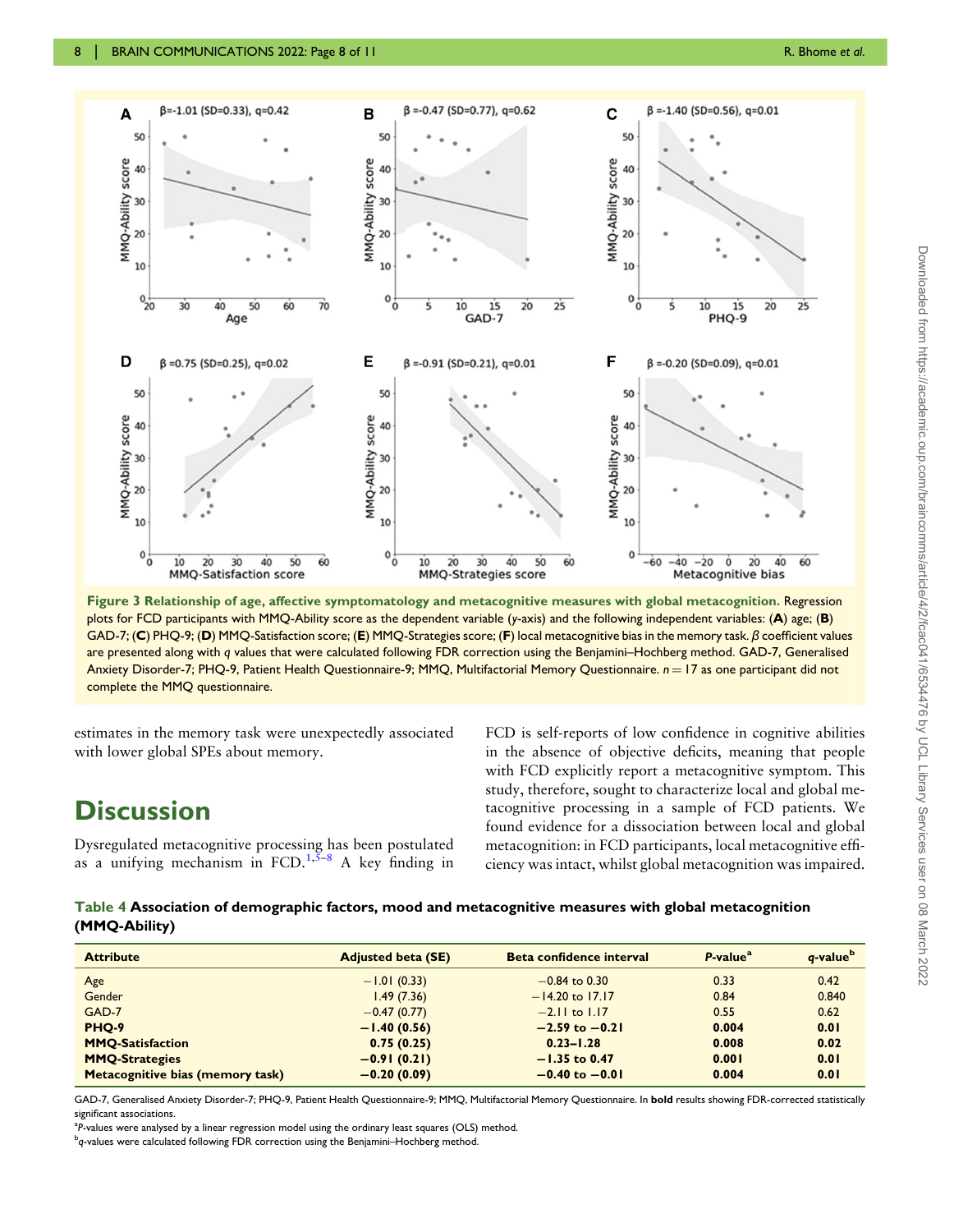**Figure 3 Relationship of age, affective symptomatology and metacognitive measures with global metacognition.** Regression plots for FCD participants with MMQ-Ability score as the dependent variable (*y*-axis) and the following independent variables: (**A**) age; (**B**) GAD-7; (**C**) PHQ-9; (**D**) MMQ-Satisfaction score; (**E**) MMQ-Strategies score; (**F**) local metacognitive bias in the memory task. $\beta$ coefficient values are presented along with *q* values that were calculated following FDR correction using the Benjamini–Hochberg method. GAD-7, Generalised Anxiety Disorder-7; PHQ-9, Patient Health Questionnaire-9; MMQ, Multifactorial Memory Questionnaire. $n = 17$ as one participant did not complete the MMQ questionnaire.

estimates in the memory task were unexpectedly associated with lower global SPEs about memory.

# Discussion

Dysregulated metacognitive processing has been postulated as a unifying mechanism in FCD.[1,5–8] A key finding in FCD is self-reports of low confidence in cognitive abilities in the absence of objective deficits, meaning that people with FCD explicitly report a metacognitive symptom. This study, therefore, sought to characterize local and global metacognitive processing in a sample of FCD patients. We found evidence for a dissociation between local and global metacognition: in FCD participants, local metacognitive efficiency was intact, whilst global metacognition was impaired.

**Table 4 Association of demographic factors, mood and metacognitive measures with global metacognition (MMQ-Ability)**

| Attribute | Adjusted beta (SE) | Beta confidence interval | *P*-value[a] | *q*-value[b] |
|---|---|---|---|---|
| Age | −1.01 (0.33) | −0.84 to 0.30 | 0.33 | 0.42 |
| Gender | 1.49 (7.36) | −14.20 to 17.17 | 0.84 | 0.840 |
| GAD-7 | −0.47 (0.77) | −2.11 to 1.17 | 0.55 | 0.62 |
| **PHQ-9** | **−1.40 (0.56)** | **−2.59 to −0.21** | **0.004** | **0.01** |
| **MMQ-Satisfaction** | **0.75 (0.25)** | **0.23–1.28** | **0.008** | **0.02** |
| **MMQ-Strategies** | **−0.91 (0.21)** | **−1.35 to 0.47** | **0.001** | **0.01** |
| **Metacognitive bias (memory task)** | **−0.20 (0.09)** | **−0.40 to −0.01** | **0.004** | **0.01** |

GAD-7, Generalised Anxiety Disorder-7; PHQ-9, Patient Health Questionnaire-9; MMQ, Multifactorial Memory Questionnaire. In **bold** results showing FDR-corrected statistically significant associations.

[a]*P*-values were analysed by a linear regression model using the ordinary least squares (OLS) method.

[b]*q*-values were calculated following FDR correction using the Benjamini–Hochberg method.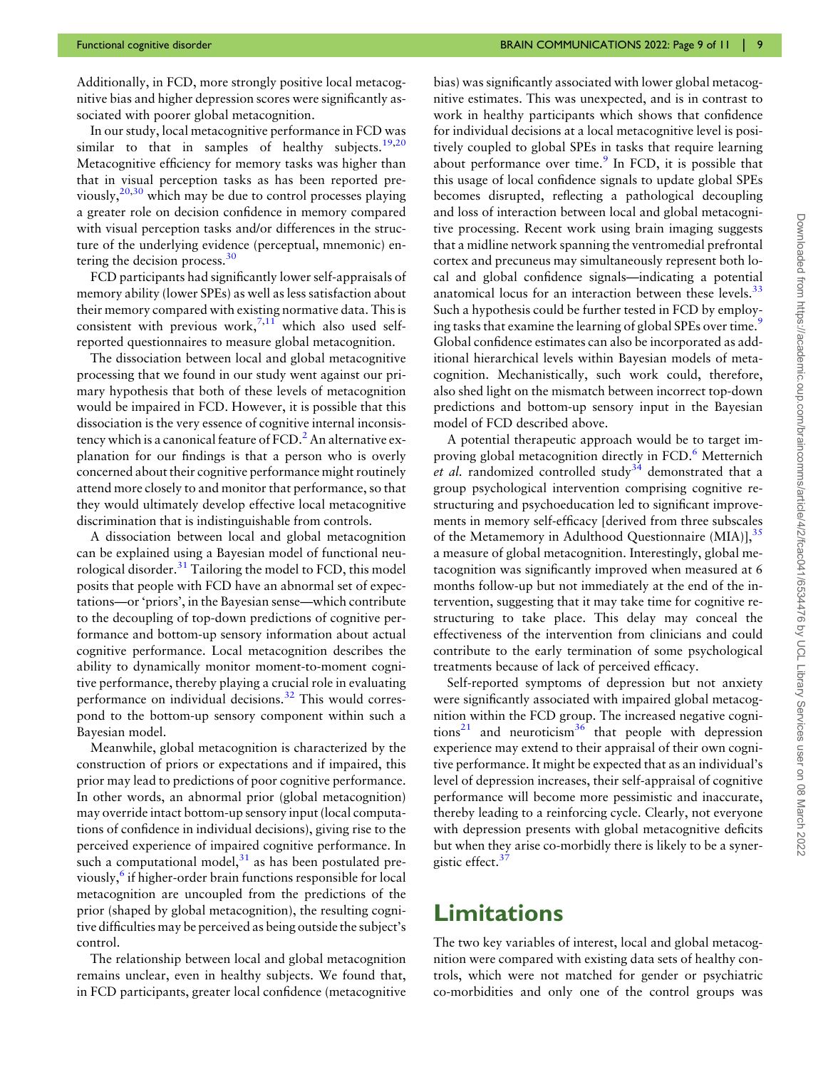Additionally, in FCD, more strongly positive local metacognitive bias and higher depression scores were significantly associated with poorer global metacognition.

In our study, local metacognitive performance in FCD was similar to that in samples of healthy subjects.[19,20] Metacognitive efficiency for memory tasks was higher than that in visual perception tasks as has been reported previously,[20,30] which may be due to control processes playing a greater role on decision confidence in memory compared with visual perception tasks and/or differences in the structure of the underlying evidence (perceptual, mnemonic) entering the decision process.[30]

FCD participants had significantly lower self-appraisals of memory ability (lower SPEs) as well as less satisfaction about their memory compared with existing normative data. This is consistent with previous work,[7,11] which also used self-reported questionnaires to measure global metacognition.

The dissociation between local and global metacognitive processing that we found in our study went against our primary hypothesis that both of these levels of metacognition would be impaired in FCD. However, it is possible that this dissociation is the very essence of cognitive internal inconsistency which is a canonical feature of FCD.[2] An alternative explanation for our findings is that a person who is overly concerned about their cognitive performance might routinely attend more closely to and monitor that performance, so that they would ultimately develop effective local metacognitive discrimination that is indistinguishable from controls.

A dissociation between local and global metacognition can be explained using a Bayesian model of functional neurological disorder.[31] Tailoring the model to FCD, this model posits that people with FCD have an abnormal set of expectations—or 'priors', in the Bayesian sense—which contribute to the decoupling of top-down predictions of cognitive performance and bottom-up sensory information about actual cognitive performance. Local metacognition describes the ability to dynamically monitor moment-to-moment cognitive performance, thereby playing a crucial role in evaluating performance on individual decisions.[32] This would correspond to the bottom-up sensory component within such a Bayesian model.

Meanwhile, global metacognition is characterized by the construction of priors or expectations and if impaired, this prior may lead to predictions of poor cognitive performance. In other words, an abnormal prior (global metacognition) may override intact bottom-up sensory input (local computations of confidence in individual decisions), giving rise to the perceived experience of impaired cognitive performance. In such a computational model,[31] as has been postulated previously,[6] if higher-order brain functions responsible for local metacognition are uncoupled from the predictions of the prior (shaped by global metacognition), the resulting cognitive difficulties may be perceived as being outside the subject's control.

The relationship between local and global metacognition remains unclear, even in healthy subjects. We found that, in FCD participants, greater local confidence (metacognitive bias) was significantly associated with lower global metacognitive estimates. This was unexpected, and is in contrast to work in healthy participants which shows that confidence for individual decisions at a local metacognitive level is positively coupled to global SPEs in tasks that require learning about performance over time.[9] In FCD, it is possible that this usage of local confidence signals to update global SPEs becomes disrupted, reflecting a pathological decoupling and loss of interaction between local and global metacognitive processing. Recent work using brain imaging suggests that a midline network spanning the ventromedial prefrontal cortex and precuneus may simultaneously represent both local and global confidence signals—indicating a potential anatomical locus for an interaction between these levels.[33] Such a hypothesis could be further tested in FCD by employing tasks that examine the learning of global SPEs over time.[9] Global confidence estimates can also be incorporated as additional hierarchical levels within Bayesian models of metacognition. Mechanistically, such work could, therefore, also shed light on the mismatch between incorrect top-down predictions and bottom-up sensory input in the Bayesian model of FCD described above.

A potential therapeutic approach would be to target improving global metacognition directly in FCD.[6] Metternich *et al.* randomized controlled study[34] demonstrated that a group psychological intervention comprising cognitive restructuring and psychoeducation led to significant improvements in memory self-efficacy [derived from three subscales of the Metamemory in Adulthood Questionnaire (MIA)],[35] a measure of global metacognition. Interestingly, global metacognition was significantly improved when measured at 6 months follow-up but not immediately at the end of the intervention, suggesting that it may take time for cognitive restructuring to take place. This delay may conceal the effectiveness of the intervention from clinicians and could contribute to the early termination of some psychological treatments because of lack of perceived efficacy.

Self-reported symptoms of depression but not anxiety were significantly associated with impaired global metacognition within the FCD group. The increased negative cognitions[21] and neuroticism[36] that people with depression experience may extend to their appraisal of their own cognitive performance. It might be expected that as an individual's level of depression increases, their self-appraisal of cognitive performance will become more pessimistic and inaccurate, thereby leading to a reinforcing cycle. Clearly, not everyone with depression presents with global metacognitive deficits but when they arise co-morbidly there is likely to be a synergistic effect.[37]

# Limitations

The two key variables of interest, local and global metacognition were compared with existing data sets of healthy controls, which were not matched for gender or psychiatric co-morbidities and only one of the control groups was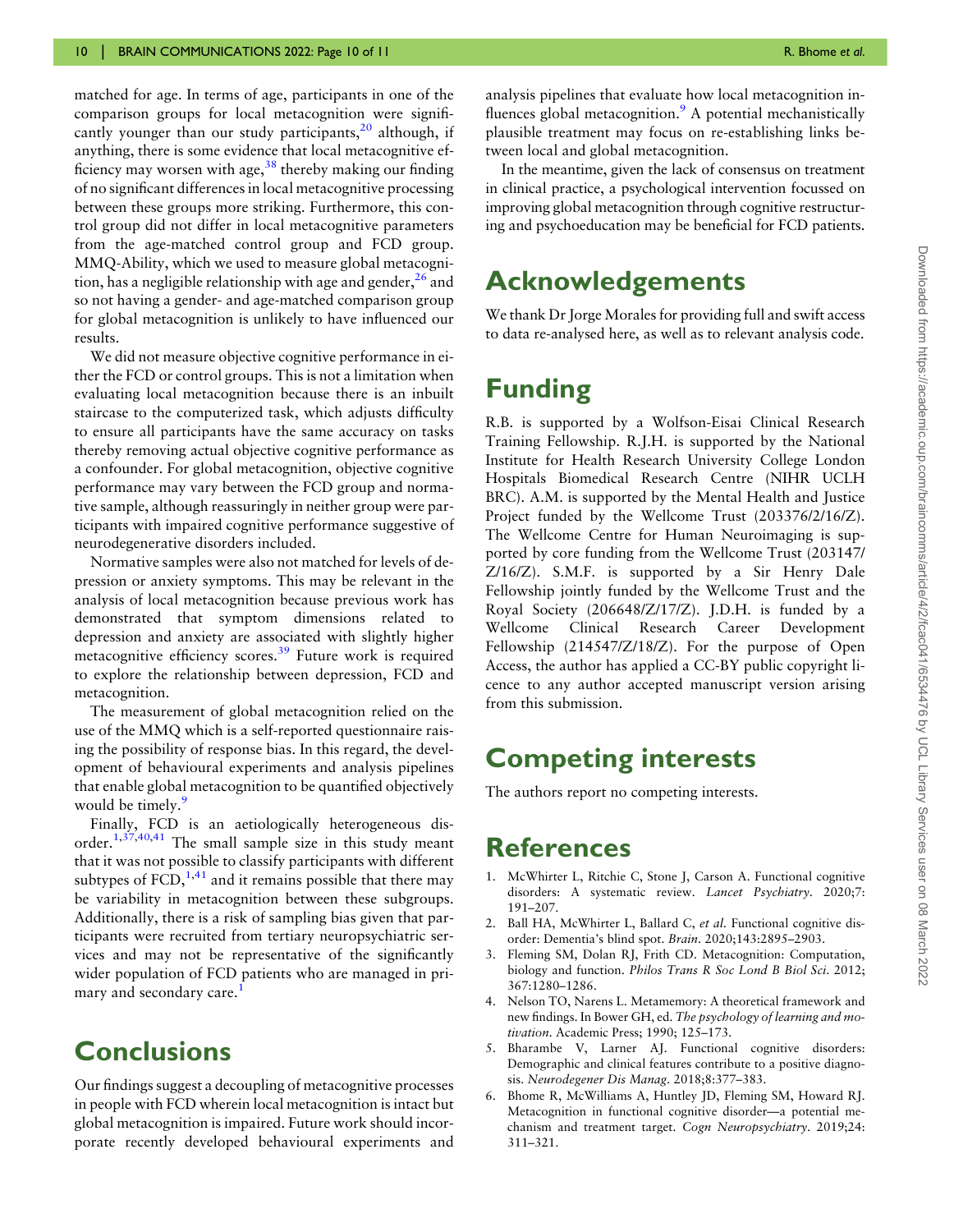matched for age. In terms of age, participants in one of the comparison groups for local metacognition were significantly younger than our study participants,[20] although, if anything, there is some evidence that local metacognitive efficiency may worsen with age,[38] thereby making our finding of no significant differences in local metacognitive processing between these groups more striking. Furthermore, this control group did not differ in local metacognitive parameters from the age-matched control group and FCD group. MMQ-Ability, which we used to measure global metacognition, has a negligible relationship with age and gender,[26] and so not having a gender- and age-matched comparison group for global metacognition is unlikely to have influenced our results.

We did not measure objective cognitive performance in either the FCD or control groups. This is not a limitation when evaluating local metacognition because there is an inbuilt staircase to the computerized task, which adjusts difficulty to ensure all participants have the same accuracy on tasks thereby removing actual objective cognitive performance as a confounder. For global metacognition, objective cognitive performance may vary between the FCD group and normative sample, although reassuringly in neither group were participants with impaired cognitive performance suggestive of neurodegenerative disorders included.

Normative samples were also not matched for levels of depression or anxiety symptoms. This may be relevant in the analysis of local metacognition because previous work has demonstrated that symptom dimensions related to depression and anxiety are associated with slightly higher metacognitive efficiency scores.[39] Future work is required to explore the relationship between depression, FCD and metacognition.

The measurement of global metacognition relied on the use of the MMQ which is a self-reported questionnaire raising the possibility of response bias. In this regard, the development of behavioural experiments and analysis pipelines that enable global metacognition to be quantified objectively would be timely.[9]

Finally, FCD is an aetiologically heterogeneous disorder.[1,37,40,41] The small sample size in this study meant that it was not possible to classify participants with different subtypes of FCD,[1,41] and it remains possible that there may be variability in metacognition between these subgroups. Additionally, there is a risk of sampling bias given that participants were recruited from tertiary neuropsychiatric services and may not be representative of the significantly wider population of FCD patients who are managed in primary and secondary care.[1]

# Conclusions

Our findings suggest a decoupling of metacognitive processes in people with FCD wherein local metacognition is intact but global metacognition is impaired. Future work should incorporate recently developed behavioural experiments and analysis pipelines that evaluate how local metacognition influences global metacognition.[9] A potential mechanistically plausible treatment may focus on re-establishing links between local and global metacognition.

In the meantime, given the lack of consensus on treatment in clinical practice, a psychological intervention focussed on improving global metacognition through cognitive restructuring and psychoeducation may be beneficial for FCD patients.

# Acknowledgements

We thank Dr Jorge Morales for providing full and swift access to data re-analysed here, as well as to relevant analysis code.

# Funding

R.B. is supported by a Wolfson-Eisai Clinical Research Training Fellowship. R.J.H. is supported by the National Institute for Health Research University College London Hospitals Biomedical Research Centre (NIHR UCLH BRC). A.M. is supported by the Mental Health and Justice Project funded by the Wellcome Trust (203376/2/16/Z). The Wellcome Centre for Human Neuroimaging is supported by core funding from the Wellcome Trust (203147/Z/16/Z). S.M.F. is supported by a Sir Henry Dale Fellowship jointly funded by the Wellcome Trust and the Royal Society (206648/Z/17/Z). J.D.H. is funded by a Wellcome Clinical Research Career Development Fellowship (214547/Z/18/Z). For the purpose of Open Access, the author has applied a CC-BY public copyright licence to any author accepted manuscript version arising from this submission.

# Competing interests

The authors report no competing interests.

# References

1. McWhirter L, Ritchie C, Stone J, Carson A. Functional cognitive disorders: A systematic review. *Lancet Psychiatry*. 2020;7:191–207.
2. Ball HA, McWhirter L, Ballard C, *et al.* Functional cognitive disorder: Dementia's blind spot. *Brain*. 2020;143:2895–2903.
3. Fleming SM, Dolan RJ, Frith CD. Metacognition: Computation, biology and function. *Philos Trans R Soc Lond B Biol Sci*. 2012;367:1280–1286.
4. Nelson TO, Narens L. Metamemory: A theoretical framework and new findings. In Bower GH, ed. *The psychology of learning and motivation*. Academic Press; 1990; 125–173.
5. Bharambe V, Larner AJ. Functional cognitive disorders: Demographic and clinical features contribute to a positive diagnosis. *Neurodegener Dis Manag*. 2018;8:377–383.
6. Bhome R, McWilliams A, Huntley JD, Fleming SM, Howard RJ. Metacognition in functional cognitive disorder—a potential mechanism and treatment target. *Cogn Neuropsychiatry*. 2019;24:311–321.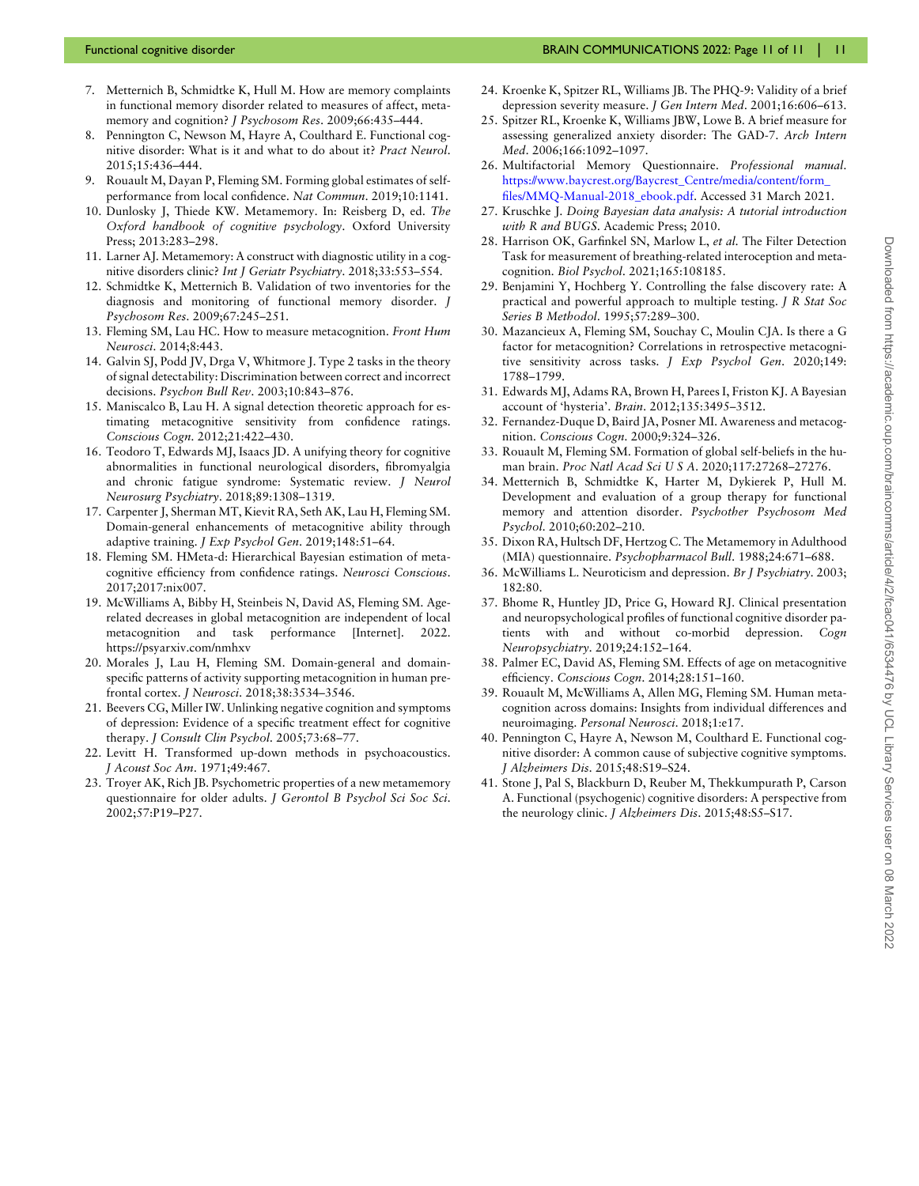7. Metternich B, Schmidtke K, Hull M. How are memory complaints in functional memory disorder related to measures of affect, metamemory and cognition? *J Psychosom Res*. 2009;66:435–444.
8. Pennington C, Newson M, Hayre A, Coulthard E. Functional cognitive disorder: What is it and what to do about it? *Pract Neurol*. 2015;15:436–444.
9. Rouault M, Dayan P, Fleming SM. Forming global estimates of self-performance from local confidence. *Nat Commun*. 2019;10:1141.
10. Dunlosky J, Thiede KW. Metamemory. In: Reisberg D, ed. *The Oxford handbook of cognitive psychology*. Oxford University Press; 2013:283–298.
11. Larner AJ. Metamemory: A construct with diagnostic utility in a cognitive disorders clinic? *Int J Geriatr Psychiatry*. 2018;33:553–554.
12. Schmidtke K, Metternich B. Validation of two inventories for the diagnosis and monitoring of functional memory disorder. *J Psychosom Res*. 2009;67:245–251.
13. Fleming SM, Lau HC. How to measure metacognition. *Front Hum Neurosci*. 2014;8:443.
14. Galvin SJ, Podd JV, Drga V, Whitmore J. Type 2 tasks in the theory of signal detectability: Discrimination between correct and incorrect decisions. *Psychon Bull Rev*. 2003;10:843–876.
15. Maniscalco B, Lau H. A signal detection theoretic approach for estimating metacognitive sensitivity from confidence ratings. *Conscious Cogn*. 2012;21:422–430.
16. Teodoro T, Edwards MJ, Isaacs JD. A unifying theory for cognitive abnormalities in functional neurological disorders, fibromyalgia and chronic fatigue syndrome: Systematic review. *J Neurol Neurosurg Psychiatry*. 2018;89:1308–1319.
17. Carpenter J, Sherman MT, Kievit RA, Seth AK, Lau H, Fleming SM. Domain-general enhancements of metacognitive ability through adaptive training. *J Exp Psychol Gen*. 2019;148:51–64.
18. Fleming SM. HMeta-d: Hierarchical Bayesian estimation of metacognitive efficiency from confidence ratings. *Neurosci Conscious*. 2017;2017:nix007.
19. McWilliams A, Bibby H, Steinbeis N, David AS, Fleming SM. Age-related decreases in global metacognition are independent of local metacognition and task performance [Internet]. 2022. https://psyarxiv.com/nmhxv
20. Morales J, Lau H, Fleming SM. Domain-general and domain-specific patterns of activity supporting metacognition in human prefrontal cortex. *J Neurosci*. 2018;38:3534–3546.
21. Beevers CG, Miller IW. Unlinking negative cognition and symptoms of depression: Evidence of a specific treatment effect for cognitive therapy. *J Consult Clin Psychol*. 2005;73:68–77.
22. Levitt H. Transformed up-down methods in psychoacoustics. *J Acoust Soc Am*. 1971;49:467.
23. Troyer AK, Rich JB. Psychometric properties of a new metamemory questionnaire for older adults. *J Gerontol B Psychol Sci Soc Sci*. 2002;57:P19–P27.
24. Kroenke K, Spitzer RL, Williams JB. The PHQ-9: Validity of a brief depression severity measure. *J Gen Intern Med*. 2001;16:606–613.
25. Spitzer RL, Kroenke K, Williams JBW, Lowe B. A brief measure for assessing generalized anxiety disorder: The GAD-7. *Arch Intern Med*. 2006;166:1092–1097.
26. Multifactorial Memory Questionnaire. *Professional manual*. https://www.baycrest.org/Baycrest_Centre/media/content/form_files/MMQ-Manual-2018_ebook.pdf. Accessed 31 March 2021.
27. Kruschke J. *Doing Bayesian data analysis: A tutorial introduction with R and BUGS*. Academic Press; 2010.
28. Harrison OK, Garfinkel SN, Marlow L, *et al*. The Filter Detection Task for measurement of breathing-related interoception and metacognition. *Biol Psychol*. 2021;165:108185.
29. Benjamini Y, Hochberg Y. Controlling the false discovery rate: A practical and powerful approach to multiple testing. *J R Stat Soc Series B Methodol*. 1995;57:289–300.
30. Mazancieux A, Fleming SM, Souchay C, Moulin CJA. Is there a G factor for metacognition? Correlations in retrospective metacognitive sensitivity across tasks. *J Exp Psychol Gen*. 2020;149:1788–1799.
31. Edwards MJ, Adams RA, Brown H, Parees I, Friston KJ. A Bayesian account of 'hysteria'. *Brain*. 2012;135:3495–3512.
32. Fernandez-Duque D, Baird JA, Posner MI. Awareness and metacognition. *Conscious Cogn*. 2000;9:324–326.
33. Rouault M, Fleming SM. Formation of global self-beliefs in the human brain. *Proc Natl Acad Sci U S A*. 2020;117:27268–27276.
34. Metternich B, Schmidtke K, Harter M, Dykierek P, Hull M. Development and evaluation of a group therapy for functional memory and attention disorder. *Psychother Psychosom Med Psychol*. 2010;60:202–210.
35. Dixon RA, Hultsch DF, Hertzog C. The Metamemory in Adulthood (MIA) questionnaire. *Psychopharmacol Bull*. 1988;24:671–688.
36. McWilliams L. Neuroticism and depression. *Br J Psychiatry*. 2003;182:80.
37. Bhome R, Huntley JD, Price G, Howard RJ. Clinical presentation and neuropsychological profiles of functional cognitive disorder patients with and without co-morbid depression. *Cogn Neuropsychiatry*. 2019;24:152–164.
38. Palmer EC, David AS, Fleming SM. Effects of age on metacognitive efficiency. *Conscious Cogn*. 2014;28:151–160.
39. Rouault M, McWilliams A, Allen MG, Fleming SM. Human metacognition across domains: Insights from individual differences and neuroimaging. *Personal Neurosci*. 2018;1:e17.
40. Pennington C, Hayre A, Newson M, Coulthard E. Functional cognitive disorder: A common cause of subjective cognitive symptoms. *J Alzheimers Dis*. 2015;48:S19–S24.
41. Stone J, Pal S, Blackburn D, Reuber M, Thekkumpurath P, Carson A. Functional (psychogenic) cognitive disorders: A perspective from the neurology clinic. *J Alzheimers Dis*. 2015;48:S5–S17.